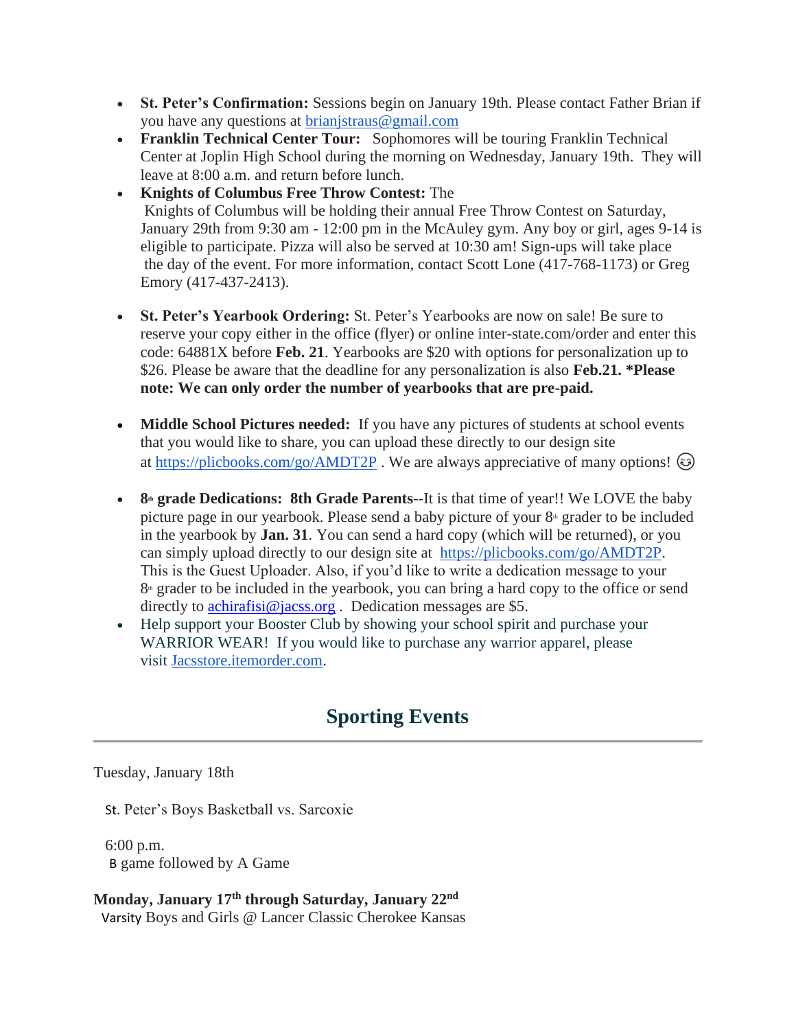- **St. Peter's Confirmation:** Sessions begin on January 19th. Please contact Father Brian if you have any questions at brianjstraus@gmail.com
- **Franklin Technical Center Tour:** Sophomores will be touring Franklin Technical Center at Joplin High School during the morning on Wednesday, January 19th. They will leave at 8:00 a.m. and return before lunch.
- **Knights of Columbus Free Throw Contest:** The Knights of Columbus will be holding their annual Free Throw Contest on Saturday, January 29th from 9:30 am - 12:00 pm in the McAuley gym. Any boy or girl, ages 9-14 is eligible to participate. Pizza will also be served at 10:30 am! Sign-ups will take place the day of the event. For more information, contact Scott Lone (417-768-1173) or Greg Emory (417-437-2413).

- **St. Peter's Yearbook Ordering:** St. Peter's Yearbooks are now on sale! Be sure to reserve your copy either in the office (flyer) or online inter-state.com/order and enter this code: 64881X before **Feb. 21**. Yearbooks are $20 with options for personalization up to $26. Please be aware that the deadline for any personalization is also **Feb.21. *Please note: We can only order the number of yearbooks that are pre-paid.**

- **Middle School Pictures needed:** If you have any pictures of students at school events that you would like to share, you can upload these directly to our design site at https://plicbooks.com/go/AMDT2P . We are always appreciative of many options! 😊

- **8th grade Dedications: 8th Grade Parents**--It is that time of year!! We LOVE the baby picture page in our yearbook. Please send a baby picture of your 8th grader to be included in the yearbook by **Jan. 31**. You can send a hard copy (which will be returned), or you can simply upload directly to our design site at https://plicbooks.com/go/AMDT2P. This is the Guest Uploader. Also, if you'd like to write a dedication message to your 8th grader to be included in the yearbook, you can bring a hard copy to the office or send directly to achirafisi@jacss.org . Dedication messages are $5.
- Help support your Booster Club by showing your school spirit and purchase your WARRIOR WEAR! If you would like to purchase any warrior apparel, please visit Jacsstore.itemorder.com.

## Sporting Events

Tuesday, January 18th

St. Peter's Boys Basketball vs. Sarcoxie

6:00 p.m.
B game followed by A Game

**Monday, January 17th through Saturday, January 22nd**
Varsity Boys and Girls @ Lancer Classic Cherokee Kansas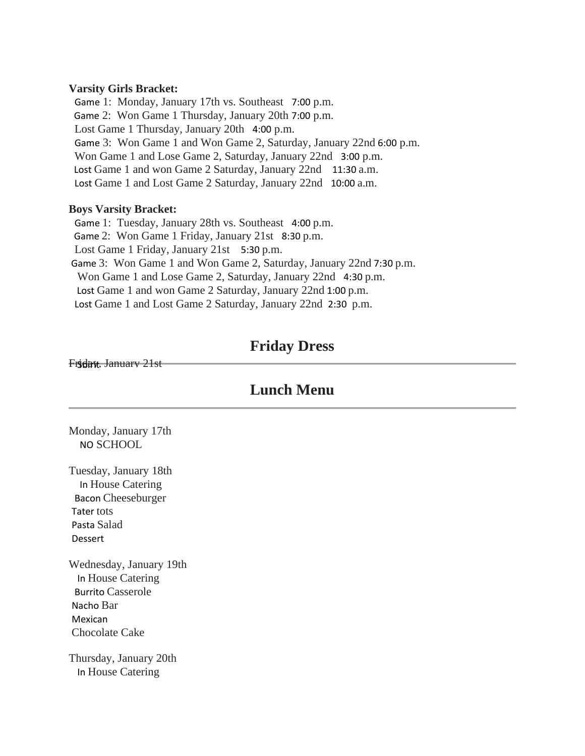**Varsity Girls Bracket:**

Game 1: Monday, January 17th vs. Southeast 7:00 p.m.
Game 2: Won Game 1 Thursday, January 20th 7:00 p.m.
Lost Game 1 Thursday, January 20th 4:00 p.m.
Game 3: Won Game 1 and Won Game 2, Saturday, January 22nd 6:00 p.m.
Won Game 1 and Lose Game 2, Saturday, January 22nd 3:00 p.m.
Lost Game 1 and won Game 2 Saturday, January 22nd 11:30 a.m.
Lost Game 1 and Lost Game 2 Saturday, January 22nd 10:00 a.m.

**Boys Varsity Bracket:**

Game 1: Tuesday, January 28th vs. Southeast 4:00 p.m.
Game 2: Won Game 1 Friday, January 21st 8:30 p.m.
Lost Game 1 Friday, January 21st 5:30 p.m.
Game 3: Won Game 1 and Won Game 2, Saturday, January 22nd 7:30 p.m.
Won Game 1 and Lose Game 2, Saturday, January 22nd 4:30 p.m.
Lost Game 1 and won Game 2 Saturday, January 22nd 1:00 p.m.
Lost Game 1 and Lost Game 2 Saturday, January 22nd 2:30 p.m.

## Friday Dress

Friday, January 21st
Spirit

## Lunch Menu

Monday, January 17th
NO SCHOOL

Tuesday, January 18th
In House Catering
Bacon Cheeseburger
Tater tots
Pasta Salad
Dessert

Wednesday, January 19th
In House Catering
Burrito Casserole
Nacho Bar
Mexican
Chocolate Cake

Thursday, January 20th
In House Catering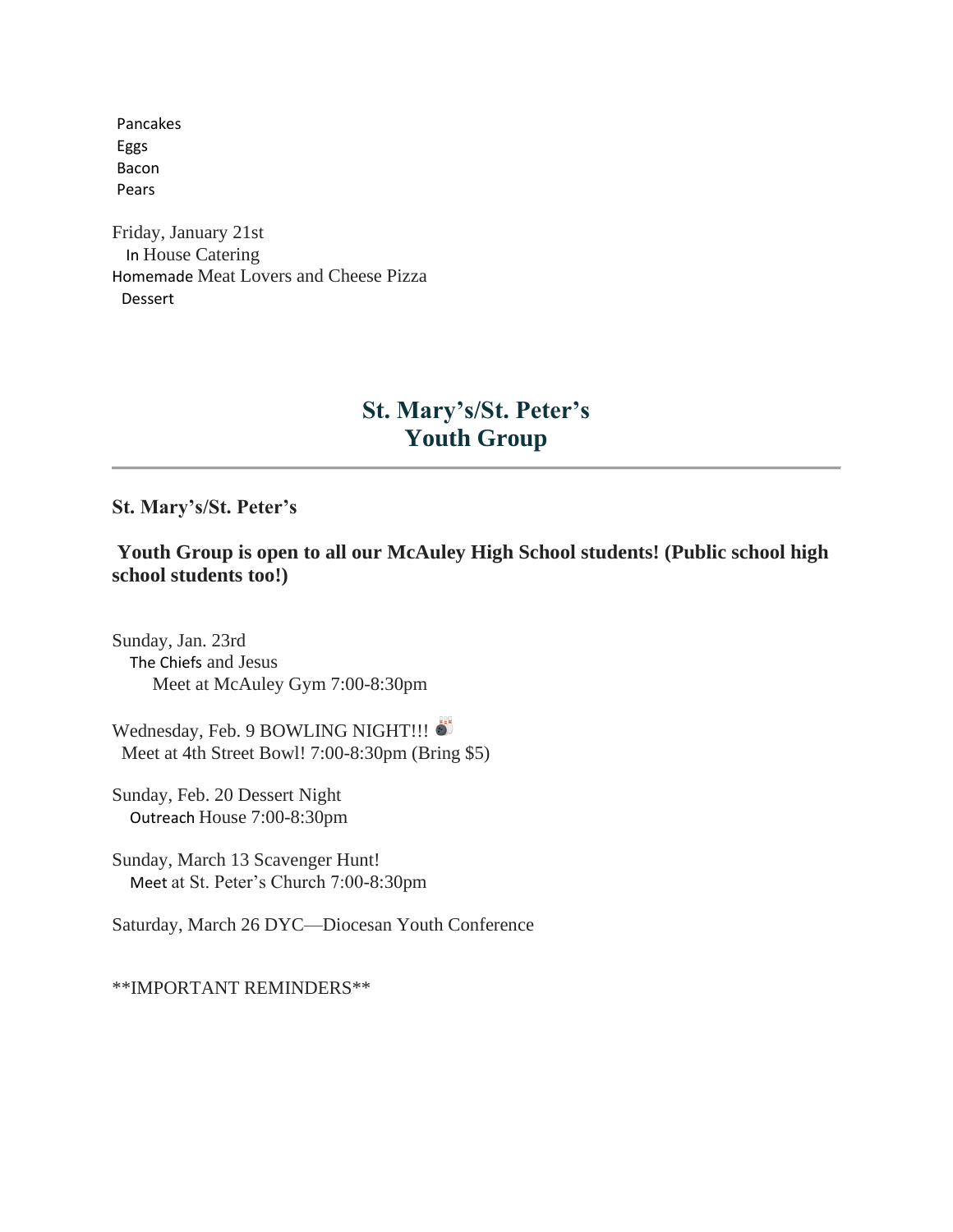Pancakes
Eggs
Bacon
Pears

Friday, January 21st
In House Catering
Homemade Meat Lovers and Cheese Pizza
Dessert

## St. Mary's/St. Peter's Youth Group

---

**St. Mary's/St. Peter's**

**Youth Group is open to all our McAuley High School students! (Public school high school students too!)**

Sunday, Jan. 23rd
The Chiefs and Jesus
Meet at McAuley Gym 7:00-8:30pm

Wednesday, Feb. 9 BOWLING NIGHT!!! 🎳
Meet at 4th Street Bowl! 7:00-8:30pm (Bring $5)

Sunday, Feb. 20 Dessert Night
Outreach House 7:00-8:30pm

Sunday, March 13 Scavenger Hunt!
Meet at St. Peter's Church 7:00-8:30pm

Saturday, March 26 DYC—Diocesan Youth Conference

**IMPORTANT REMINDERS**